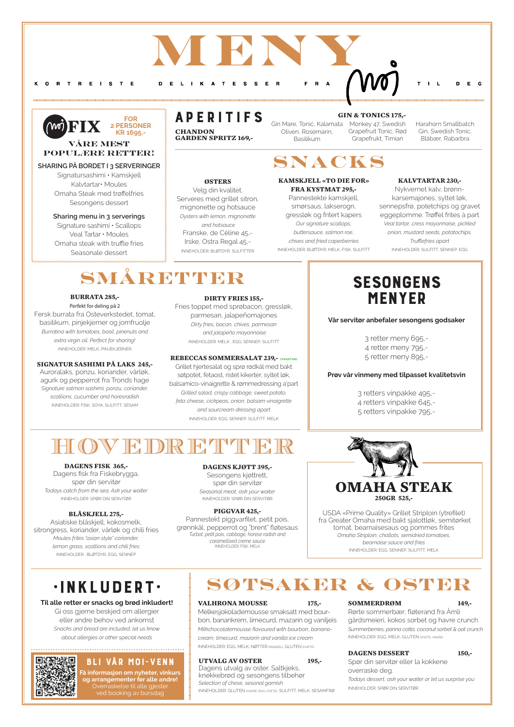# MENY

KORTREISTE DELIKATESSER FRA moi TIL DEG

## moi FIX

**FOR 2 PERSONER KR 1695,-**

**VÅRE MEST POPULÆRE RETTER!**

**SHARING PÅ BORDET I 3 SERVERINGER**
Signatursashimi • Kamskjell
Kalvtartar• Moules
Omaha Steak med trøffelfries
Sesongens dessert

**Sharing menu in 3 servings**
Signature sashimi • Scallops
Veal Tartar • Moules
Omaha steak with truffle fries
Seasonale dessert

## APERITIFS

**CHANDON GARDEN SPRITZ 169,-**

**GIN & TONICS 175,-**

Gin Mare, Tonic, Kalamata Oliven, Rosemarin, Basilikum

Monkey 47, Swedish Grapefruit Tonic, Rød Grapefrukt, Timian

Harahorn Smallbatch Gin, Swedish Tonic, Blåbær, Rabarbra

## SNACKS

**ØSTERS**
Velg din kvalitet.
Serveres med grillet sitron, mignonette og hotsauce
*Oysters with lemon, mignonette and hotsauce*
Franske, de Céline 45,-
Irske, Ostra Regal 45,-
INNEHOLDER: BLØTDYR, SULFITTER

**KAMSKJELL «TO DIE FOR» FRA KYSTMAT 295,-**
Pannestekte kamskjell, smørsaus, lakserogn, gressløk og fritert kapers
*Our signature scallops, buttersauce, salmon roe, chives and fried caperberries*
INNEHOLDER: BLØTDYR, MELK, FISK, SULFITT

**KALVTARTAR 230,-**
Nykvernet kalv, brønnkarsemajones, syltet løk, sennepsfrø, potetchips og gravet eggeplomme. Trøffel frites à part
*Veal tartar, cress mayonnaise, pickled onion, mustard seeds, potatochips. Trufflefries apart*
INNEHOLDER: SULFITT, SENNEP, EGG

## SMÅRETTER

**BURRATA 285,-**
Perfekt for deling på 2
Fersk burrata fra Osteverkstedet, tomat, basilikum, pinjekjerner og jomfruolje
*Burratina with tomatoes, basil, pinenuts and extra virgin oil. Perfect for sharing!*
INNEHOLDER: MELK, PINJEKJERNER

**SIGNATUR SASHIMI PÅ LAKS 245,-**
Auroralaks, ponzu, koriander, vårløk, agurk og pepperrot fra Tronds hage
*Signature salmon sashimi, ponzu, coriander, scallions, cucumber and horesradish*
INNEHOLDER: FISK, SOYA, SULFITT, SESAM

**DIRTY FRIES 155,-**
Fries toppet med sprøbacon, gressløk, parmesan, jalapeñomajones
*Dirty fries, bacon, chives, parmesan and jalapeño mayonnaise*
INNEHOLDER: MELK , EGG, SENNEP, SULFITT

**REBECCAS SOMMERSALAT 239,- (VEGETAR)**
Grillet hjertesalat og sprø rødkål med bakt søtpotet, fetaost, ristet kikerter, syltet løk, balsamico-vinaigrette & rømmedressing a'part
*Grilled salad, crispy cabbage, sweet potato, feta cheese, cickpeas, onion, balsam vinaigrette and sourcream dressing apart*
INNEHOLDER: EGG, SENNEP, SULFITT, MELK

## SESONGENS MENYER

**Vår servitør anbefaler sesongens godsaker**

3 retter meny 695,-
4 retter meny 795,-
5 retter meny 895,-

**Prøv vår vinmeny med tilpasset kvalitetsvin**

3 retters vinpakke 495,-
4 retters vinpakke 645,-
5 retters vinpakke 795,-

## HOVEDRETTER

**DAGENS FISK 365,-**
Dagens fisk fra Fiskebrygga, spør din servitør
*Todays catch from the sea. Ask your waiter*
INNEHOLDER: SPØR DIN SERVITØR

**BLÅSKJELL 275,-**
Asiatiske blåskjell, kokosmelk, sitrongress, koriander, vårløk og chili fries
*Moules frites "asian style" coriander, lemon grass, scallions and chili fries*
INNEHOLDER : BLØTDYR, EGG, SENNEP

**DAGENS KJØTT 395,-**
Sesongens kjøttrett, spør din servitør
*Seasonal meat, ask your waiter*
INNEHOLDER: SPØR DIN SERVITØR

**PIGGVAR 425,-**
Pannestekt piggvarfilet, petit pois, grønnkål, pepperrot og "brent" fløtesaus
*Turbot, petit pois, cabbage, horese radish and caramellised creme sauce*
INNEHOLDER: FISK, MELK

## OMAHA STEAK

**250GR 525,-**

USDA «Prime Quality» Grillet Striploin (ytrefilet) fra Greater Omaha med bakt sjalottløk, semitørket tomat, bearnaisesaus og pommes frites
*Omaha Striploin, challots, semidried tomatoes, bearnaise sauce and fries*
INNEHOLDER: EGG, SENNEP, SULFITT, MELK

## •INKLUDERT•

**Til alle retter er snacks og brød inkludert!**
Gi oss gjerne beskjed om allergier eller andre behov ved ankomst
*Snacks and bread are included, let us know about allergies or other special needs*

## BLI VÅR MOI-VENN

**Få informasjon om nyheter, vinkurs og arrangementer før alle andre!**
Overraskelse til alle gjester ved booking av bursdag

## SØTSAKER & OSTER

**VALHRONA MOUSSE 175,-**
Melkesjokolademousse smaksatt med bourbon, banankrem, limecurd, mazarin og vaniljeis
*Milkchocolatemousse flavoured with bourbon, banana-cream, limecurd, mazarin and vanilla ice cream*
INNEHOLDER: EGG, MELK, NØTTER (MANDEL), GLUTEN (HVETE)

**UTVALG AV OSTER 195,-**
Dagens utvalg av oster. Saltkjeks, knekkebrød og sesongens tilbehør
*Selection of chese, sesonal garnish*
INNEHOLDER: GLUTEN (HAVRE, RUG, HVETE), SULFITT, MELK, SESAMFRØ

**SOMMERDRØM 149,-**
Rørte sommerbær, fløterand fra Åmli gårdsmeieri, kokos sorbet & havre crunch
*Summerberries, panna cotta, coconut sorbet & oat crunch*
INNEHOLDER: EGG, MELK, GLUTEN (HVETE, HAVRE)

**DAGENS DESSERT 150,-**
Spør din servitør eller la kokkene overraske deg.
*Todays dessert, ask your waiter or let us surprise you*
INNEHOLDER: SPØR DIN SERVITØR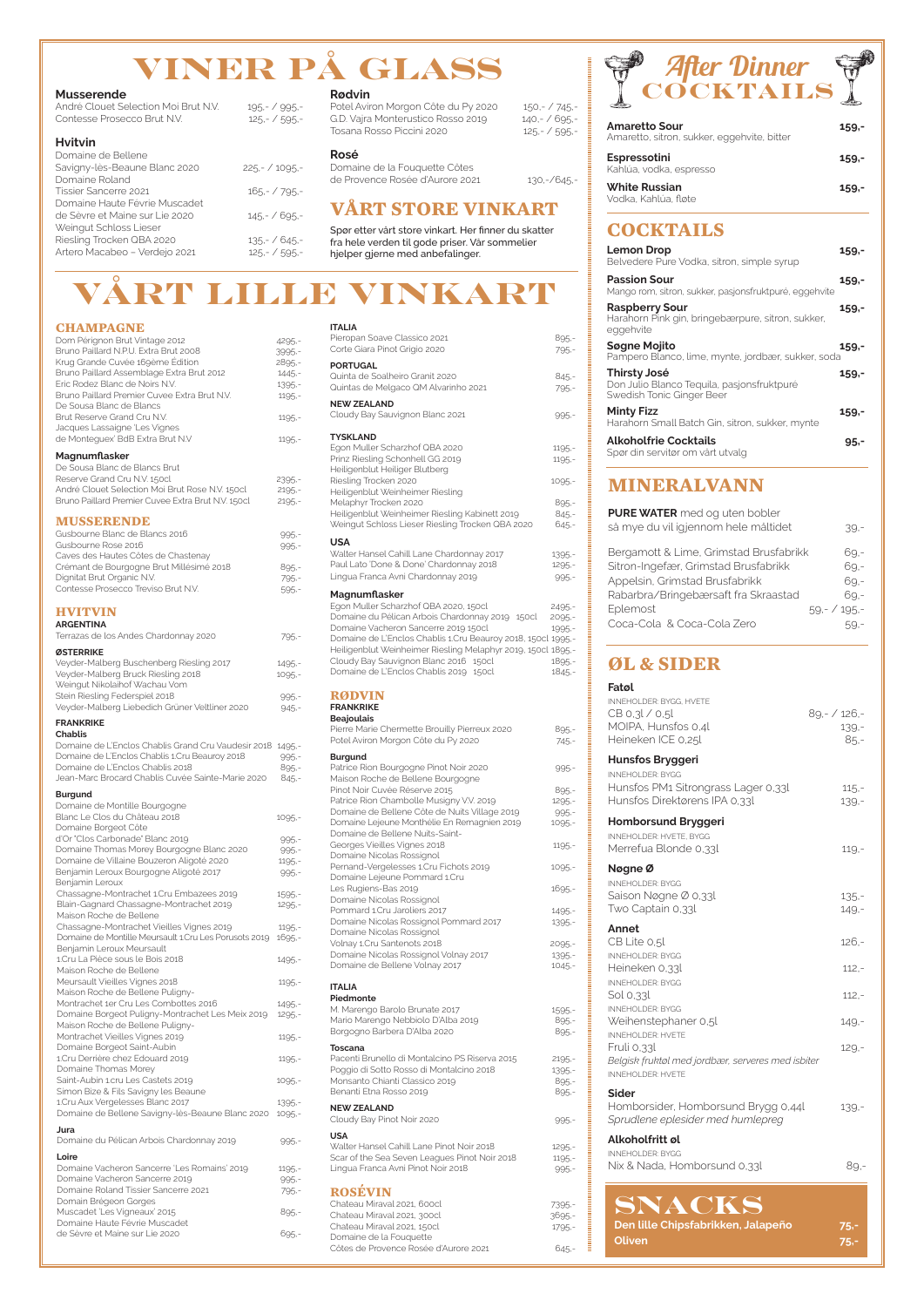# VINER PÅ GLASS

### Musserende

| | |
|---|---|
| André Clouet Selection Moi Brut N.V. | 195,- / 995,- |
| Contesse Prosecco Brut N.V. | 125,- / 595,- |

### Hvitvin

| | |
|---|---|
| Domaine de Bellene Savigny-lès-Beaune Blanc 2020 | 225,- / 1095,- |
| Domaine Roland Tissier Sancerre 2021 | 165,- / 795,- |
| Domaine Haute Févrie Muscadet de Sèvre et Maine sur Lie 2020 | 145,- / 695,- |
| Weingut Schloss Lieser Riesling Trocken QBA 2020 | 135,- / 645,- |
| Artero Macabeo – Verdejo 2021 | 125,- / 595,- |

### Rødvin

| | |
|---|---|
| Potel Aviron Morgon Côte du Py 2020 | 150,- / 745,- |
| G.D. Vajra Monterustico Rosso 2019 | 140,- / 695,- |
| Tosana Rosso Piccini 2020 | 125,- / 595,- |

### Rosé

| | |
|---|---|
| Domaine de la Fouquette Côtes de Provence Rosée d'Aurore 2021 | 130,-/645,- |

## VÅRT STORE VINKART

Spør etter vårt store vinkart. Her finner du skatter fra hele verden til gode priser. Vår sommelier hjelper gjerne med anbefalinger.

# VÅRT LILLE VINKART

## CHAMPAGNE

| | |
|---|---|
| Dom Pérignon Brut Vintage 2012 | 4295,- |
| Bruno Paillard N.P.U. Extra Brut 2008 | 3995,- |
| Krug Grande Cuvée 169ème Édition | 2895,- |
| Bruno Paillard Assemblage Extra Brut 2012 | 1445,- |
| Eric Rodez Blanc de Noirs N.V. | 1395,- |
| Bruno Paillard Premier Cuvee Extra Brut N.V. | 1195,- |
| De Sousa Blanc de Blancs Brut Reserve Grand Cru N.V. | 1195,- |
| Jacques Lassaigne 'Les Vignes de Montgueux' BdB Extra Brut N.V | 1195,- |

### Magnumflasker

| | |
|---|---|
| De Sousa Blanc de Blancs Brut Reserve Grand Cru N.V. 150cl | 2395,- |
| André Clouet Selection Moi Brut Rose N.V. 150cl | 2195,- |
| Bruno Paillard Premier Cuvee Extra Brut N.V. 150cl | 2195,- |

## MUSSERENDE

| | |
|---|---|
| Gusbourne Blanc de Blancs 2016 | 995,- |
| Gusbourne Rose 2016 | 995,- |
| Caves des Hautes Côtes de Chastenay Crémant de Bourgogne Brut Millésimé 2018 | 895,- |
| Dignitat Brut Organic N.V. | 795,- |
| Contesse Prosecco Treviso Brut N.V. | 595,- |

## HVITVIN

### ARGENTINA

| | |
|---|---|
| Terrazas de los Andes Chardonnay 2020 | 795,- |

### ØSTERRIKE

| | |
|---|---|
| Veyder-Malberg Buschenberg Riesling 2017 | 1495,- |
| Veyder-Malberg Bruck Riesling 2018 | 1095,- |
| Weingut Nikolaihof Wachau Vom Stein Riesling Federspiel 2018 | 995,- |
| Veyder-Malberg Liebedich Grüner Veltliner 2020 | 945,- |

### FRANKRIKE

#### Chablis

| | |
|---|---|
| Domaine de L'Enclos Chablis Grand Cru Vaudesir 2018 | 1495,- |
| Domaine de L'Enclos Chablis 1.Cru Beauroy 2018 | 995,- |
| Domaine de L'Enclos Chablis 2018 | 895,- |
| Jean-Marc Brocard Chablis Cuvée Sainte-Marie 2020 | 845,- |

#### Burgund

| | |
|---|---|
| Domaine de Montille Bourgogne Blanc Le Clos du Château 2018 | 1095,- |
| Domaine Borgeot Côte d'Or 'Clos Carbonade' Blanc 2019 | 995,- |
| Domaine Thomas Morey Bourgogne Blanc 2020 | 995,- |
| Domaine de Villaine Bouzeron Aligoté 2020 | 1195,- |
| Benjamin Leroux Bourgogne Aligoté 2017 | 995,- |
| Benjamin Leroux Chassagne-Montrachet 1.Cru Embazees 2019 | 1595,- |
| Blain-Gagnard Chassagne-Montrachet 2019 | 1295,- |
| Maison Roche de Bellene Chassagne-Montrachet Vieilles Vignes 2019 | 1195,- |
| Domaine de Montille Meursault 1.Cru Les Porusots 2019 | 1695,- |
| Benjamin Leroux Meursault 1.Cru La Pièce sous le Bois 2018 | 1495,- |
| Maison Roche de Bellene Meursault Vieilles Vignes 2018 | 1195,- |
| Maison Roche de Bellene Puligny-Montrachet 1er Cru Les Combottes 2016 | 1495,- |
| Domaine Borgeot Puligny-Montrachet Les Meix 2019 | 1295,- |
| Maison Roche de Bellene Puligny-Montrachet Vieilles Vignes 2019 | 1195,- |
| Domaine Borgeot Saint-Aubin 1.Cru Derrière chez Edouard 2019 | 1195,- |
| Domaine Thomas Morey Saint-Aubin 1.cru Les Castets 2019 | 1095,- |
| Simon Bize & Fils Savigny les Beaune 1.Cru Aux Vergelesses Blanc 2017 | 1395,- |
| Domaine de Bellene Savigny-lès-Beaune Blanc 2020 | 1095,- |

#### Jura

| | |
|---|---|
| Domaine du Pélican Arbois Chardonnay 2019 | 995,- |

#### Loire

| | |
|---|---|
| Domaine Vacheron Sancerre 'Les Romains' 2019 | 1195,- |
| Domaine Vacheron Sancerre 2019 | 995,- |
| Domaine Roland Tissier Sancerre 2021 | 795,- |
| Domain Brégeon Gorges Muscadet 'Les Vigneaux' 2015 | 895,- |
| Domaine Haute Févrie Muscadet de Sèvre et Maine sur Lie 2020 | 695,- |

### ITALIA

| | |
|---|---|
| Pieropan Soave Classico 2021 | 895,- |
| Corte Giara Pinot Grigio 2020 | 795,- |

### PORTUGAL

| | |
|---|---|
| Quinta de Soalheiro Granit 2020 | 845,- |
| Quintas de Melgaco QM Alvarinho 2021 | 795,- |

### NEW ZEALAND

| | |
|---|---|
| Cloudy Bay Sauvignon Blanc 2021 | 995,- |

### TYSKLAND

| | |
|---|---|
| Egon Muller Scharzhof QBA 2020 | 1195,- |
| Prinz Riesling Schonhell GG 2019 | 1195,- |
| Heiligenblut Heiliger Blutberg Riesling Trocken 2020 | 1095,- |
| Heiligenblut Weinheimer Riesling Melaphyr Trocken 2020 | 895,- |
| Heiligenblut Weinheimer Riesling Kabinett 2019 | 845,- |
| Weingut Schloss Lieser Riesling Trocken QBA 2020 | 645,- |

### USA

| | |
|---|---|
| Walter Hansel Cahill Lane Chardonnay 2017 | 1395,- |
| Paul Lato 'Done & Done' Chardonnay 2018 | 1295,- |
| Lingua Franca Avni Chardonnay 2019 | 995,- |

### Magnumflasker

| | |
|---|---|
| Egon Muller Scharzhof QBA 2020, 150cl | 2495,- |
| Domaine du Pélican Arbois Chardonnay 2019 150cl | 2095,- |
| Domaine Vacheron Sancerre 2019 150cl | 1995,- |
| Domaine de L'Enclos Chablis 1.Cru Beauroy 2018, 150cl | 1995,- |
| Heiligenblut Weinheimer Riesling Melaphyr 2019, 150cl | 1895,- |
| Cloudy Bay Sauvignon Blanc 2016 150cl | 1895,- |
| Domaine de L'Enclos Chablis 2019 150cl | 1845,- |

## RØDVIN

### FRANKRIKE

#### Beaujolais

| | |
|---|---|
| Pierre Marie Chermette Brouilly Pierreux 2020 | 895,- |
| Potel Aviron Morgon Côte du Py 2020 | 745,- |

#### Burgund

| | |
|---|---|
| Patrice Rion Bourgogne Pinot Noir 2020 | 995,- |
| Maison Roche de Bellene Bourgogne Pinot Noir Cuvée Réserve 2015 | 895,- |
| Patrice Rion Chambolle Musigny V.V. 2019 | 1295,- |
| Domaine de Bellene Côte de Nuits Village 2019 | 995,- |
| Domaine Lejeune Monthélie En Remagnien 2019 | 1095,- |
| Domaine de Bellene Nuits-Saint-Georges Vieilles Vignes 2018 | 1195,- |
| Domaine Nicolas Rossignol Pernand-Vergelesses 1.Cru Fichots 2019 | 1095,- |
| Domaine Lejeune Pommard 1.Cru Les Rugiens-Bas 2019 | 1695,- |
| Domaine Nicolas Rossignol Pommard 1.Cru Jaroliers 2017 | 1495,- |
| Domaine Nicolas Rossignol Pommard 2017 | 1395,- |
| Domaine Nicolas Rossignol Volnay 1.Cru Santenots 2018 | 2095,- |
| Domaine Nicolas Rossignol Volnay 2017 | 1395,- |
| Domaine de Bellene Volnay 2017 | 1045,- |

### ITALIA

#### Piedmonte

| | |
|---|---|
| M. Marengo Barolo Brunate 2017 | 1595,- |
| Mario Marengo Nebbiolo D'Alba 2019 | 895,- |
| Borgogno Barbera D'Alba 2020 | 895,- |

#### Toscana

| | |
|---|---|
| Pacenti Brunello di Montalcino PS Riserva 2015 | 2195,- |
| Poggio di Sotto Rosso di Montalcino 2018 | 1395,- |
| Monsanto Chianti Classico 2019 | 895,- |
| Benanti Etna Rosso 2019 | 895,- |

### NEW ZEALAND

| | |
|---|---|
| Cloudy Bay Pinot Noir 2020 | 995,- |

### USA

| | |
|---|---|
| Walter Hansel Cahill Lane Pinot Noir 2018 | 1295,- |
| Scar of the Sea Seven Leagues Pinot Noir 2018 | 1195,- |
| Lingua Franca Avni Pinot Noir 2018 | 995,- |

## ROSÉVIN

| | |
|---|---|
| Chateau Miraval 2021, 600cl | 7395,- |
| Chateau Miraval 2021, 300cl | 3695,- |
| Chateau Miraval 2021, 150cl | 1795,- |
| Domaine de la Fouquette Côtes de Provence Rosée d'Aurore 2021 | 645,- |

# After Dinner COCKTAILS

| | |
|---|---|
| **Amaretto Sour**<br>Amaretto, sitron, sukker, eggehvite, bitter | **159,-** |
| **Espressotini**<br>Kahlúa, vodka, espresso | **159,-** |
| **White Russian**<br>Vodka, Kahlúa, fløte | **159,-** |

## COCKTAILS

| | |
|---|---|
| **Lemon Drop**<br>Belvedere Pure Vodka, sitron, simple syrup | **159,-** |
| **Passion Sour**<br>Mango rom, sitron, sukker, pasjonsfruktpuré, eggehvite | **159,-** |
| **Raspberry Sour**<br>Harahorn Pink gin, bringebærpure, sitron, sukker, eggehvite | **159,-** |
| **Søgne Mojito**<br>Pampero Blanco, lime, mynte, jordbær, sukker, soda | **159,-** |
| **Thirsty José**<br>Don Julio Blanco Tequila, pasjonsfruktpuré Swedish Tonic Ginger Beer | **159,-** |
| **Minty Fizz**<br>Harahorn Small Batch Gin, sitron, sukker, mynte | **159,-** |
| **Alkoholfrie Cocktails**<br>Spør din servitør om vårt utvalg | **95,-** |

## MINERALVANN

| | |
|---|---|
| **PURE WATER** med og uten bobler så mye du vil igjennom hele måltidet | 39,- |
| Bergamott & Lime, Grimstad Brusfabrikk | 69,- |
| Sitron-Ingefær, Grimstad Brusfabrikk | 69,- |
| Appelsin, Grimstad Brusfabrikk | 69,- |
| Rabarbra/Bringebærsaft fra Skraastad | 69,- |
| Eplemost | 59,- / 195,- |
| Coca-Cola & Coca-Cola Zero | 59,- |

## ØL & SIDER

### Fatøl

INNEHOLDER: BYGG, HVETE

| | |
|---|---|
| CB 0,3l / 0,5l | 89,- / 126,- |
| MOIPA, Hunsfos 0,4l | 139,- |
| Heineken ICE 0,25l | 85,- |

### Hunsfos Bryggeri

INNEHOLDER: BYGG

| | |
|---|---|
| Hunsfos PM1 Sitrongrass Lager 0,33l | 115,- |
| Hunsfos Direktørens IPA 0,33l | 139,- |

### Homborsund Bryggeri

INNEHOLDER: HVETE, BYGG

| | |
|---|---|
| Merrefua Blonde 0,33l | 119,- |

### Nøgne Ø

INNEHOLDER: BYGG

| | |
|---|---|
| Saison Nøgne Ø 0,33l | 135,- |
| Two Captain 0,33l | 149,- |

### Annet

| | |
|---|---|
| CB Lite 0,5l | 126,- |
| INNEHOLDER: BYGG<br>Heineken 0,33l | 112,- |
| INNEHOLDER: BYGG<br>Sol 0,33l | 112,- |
| INNEHOLDER: BYGG<br>Weihenstephaner 0,5l | 149,- |
| INNEHOLDER: HVETE<br>Fruli 0,33l<br>*Belgisk fruktøl med jordbær, serveres med isbiter* | 129,- |

INNEHOLDER: HVETE

### Sider

| | |
|---|---|
| Homborsider, Homborsund Brygg 0,44l<br>*Sprudlene eplesider med humlepreg* | 139,- |

### Alkoholfritt øl

INNEHOLDER: BYGG

| | |
|---|---|
| Nix & Nada, Homborsund 0,33l | 89,- |

## SNACKS

| | |
|---|---|
| **Den lille Chipsfabrikken, Jalapeño** | **75,-** |
| **Oliven** | **75,-** |